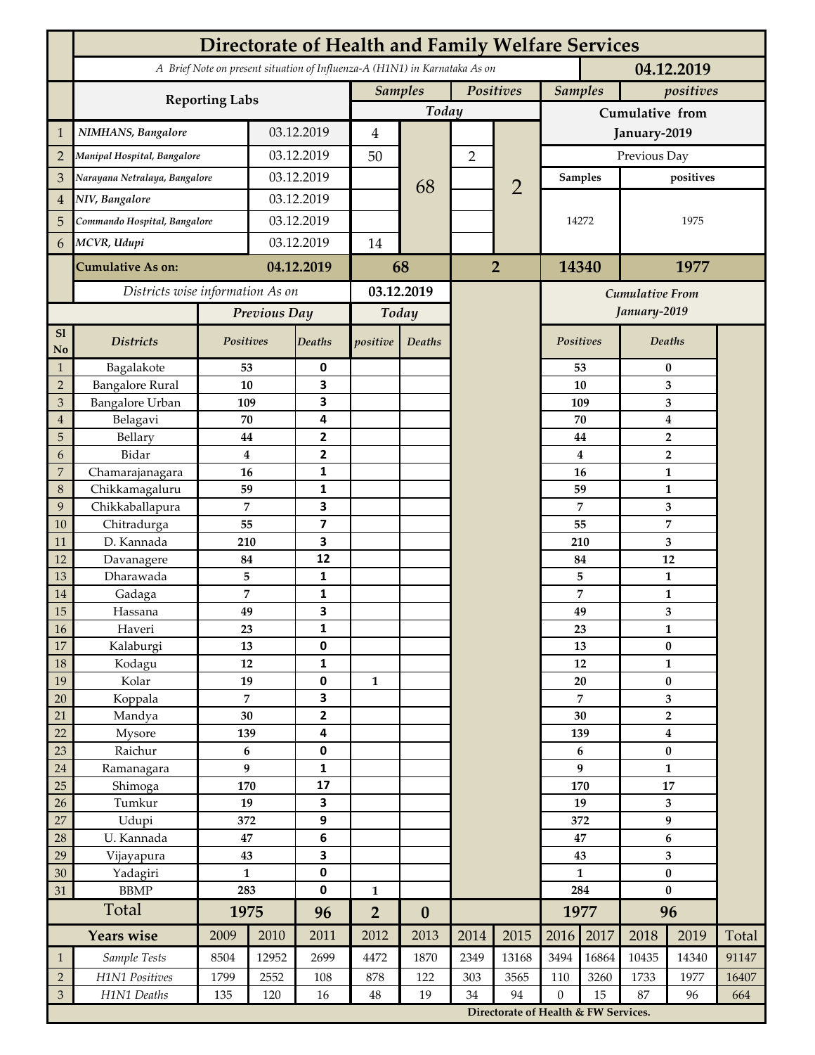# Directorate of Health and Family Welfare Services

*A Brief Note on present situation of Influenza-A (H1N1) in Karnataka As on* **04.12.2019**

| | Reporting Labs | | Samples Today | | Positives Today | | Samples | positives |
|---|---|---|---|---|---|---|---|---|
| 1 | *NIMHANS, Bangalore* | 03.12.2019 | 4 | 68 | | 2 | Cumulative from January-2019 | |
| 2 | *Manipal Hospital, Bangalore* | 03.12.2019 | 50 | | 2 | | Previous Day | |
| 3 | *Narayana Netralaya, Bangalore* | 03.12.2019 | | | | | Samples | positives |
| 4 | *NIV, Bangalore* | 03.12.2019 | | | | | 14272 | 1975 |
| 5 | *Commando Hospital, Bangalore* | 03.12.2019 | | | | | | |
| 6 | *MCVR, Udupi* | 03.12.2019 | 14 | | | | | |
| | **Cumulative As on:** | **04.12.2019** | **68** | | **2** | | **14340** | **1977** |

*Districts wise information As on* **03.12.2019**

| Sl No | Districts | Previous Day Positives | Previous Day Deaths | Today positive | Today Deaths | Cumulative From January-2019 Positives | Cumulative From January-2019 Deaths |
|---|---|---|---|---|---|---|---|
| 1 | Bagalakote | 53 | 0 | | | 53 | 0 |
| 2 | Bangalore Rural | 10 | 3 | | | 10 | 3 |
| 3 | Bangalore Urban | 109 | 3 | | | 109 | 3 |
| 4 | Belagavi | 70 | 4 | | | 70 | 4 |
| 5 | Bellary | 44 | 2 | | | 44 | 2 |
| 6 | Bidar | 4 | 2 | | | 4 | 2 |
| 7 | Chamarajanagara | 16 | 1 | | | 16 | 1 |
| 8 | Chikkamagaluru | 59 | 1 | | | 59 | 1 |
| 9 | Chikkaballapura | 7 | 3 | | | 7 | 3 |
| 10 | Chitradurga | 55 | 7 | | | 55 | 7 |
| 11 | D. Kannada | 210 | 3 | | | 210 | 3 |
| 12 | Davanagere | 84 | 12 | | | 84 | 12 |
| 13 | Dharawada | 5 | 1 | | | 5 | 1 |
| 14 | Gadaga | 7 | 1 | | | 7 | 1 |
| 15 | Hassana | 49 | 3 | | | 49 | 3 |
| 16 | Haveri | 23 | 1 | | | 23 | 1 |
| 17 | Kalaburgi | 13 | 0 | | | 13 | 0 |
| 18 | Kodagu | 12 | 1 | | | 12 | 1 |
| 19 | Kolar | 19 | 0 | 1 | | 20 | 0 |
| 20 | Koppala | 7 | 3 | | | 7 | 3 |
| 21 | Mandya | 30 | 2 | | | 30 | 2 |
| 22 | Mysore | 139 | 4 | | | 139 | 4 |
| 23 | Raichur | 6 | 0 | | | 6 | 0 |
| 24 | Ramanagara | 9 | 1 | | | 9 | 1 |
| 25 | Shimoga | 170 | 17 | | | 170 | 17 |
| 26 | Tumkur | 19 | 3 | | | 19 | 3 |
| 27 | Udupi | 372 | 9 | | | 372 | 9 |
| 28 | U. Kannada | 47 | 6 | | | 47 | 6 |
| 29 | Vijayapura | 43 | 3 | | | 43 | 3 |
| 30 | Yadagiri | 1 | 0 | | | 1 | 0 |
| 31 | BBMP | 283 | 0 | 1 | | 284 | 0 |
| | **Total** | **1975** | **96** | **2** | **0** | **1977** | **96** |

| | Years wise | 2009 | 2010 | 2011 | 2012 | 2013 | 2014 | 2015 | 2016 | 2017 | 2018 | 2019 | Total |
|---|---|---|---|---|---|---|---|---|---|---|---|---|---|
| 1 | *Sample Tests* | 8504 | 12952 | 2699 | 4472 | 1870 | 2349 | 13168 | 3494 | 16864 | 10435 | 14340 | 91147 |
| 2 | *H1N1 Positives* | 1799 | 2552 | 108 | 878 | 122 | 303 | 3565 | 110 | 3260 | 1733 | 1977 | 16407 |
| 3 | *H1N1 Deaths* | 135 | 120 | 16 | 48 | 19 | 34 | 94 | 0 | 15 | 87 | 96 | 664 |

**Directorate of Health & FW Services.**